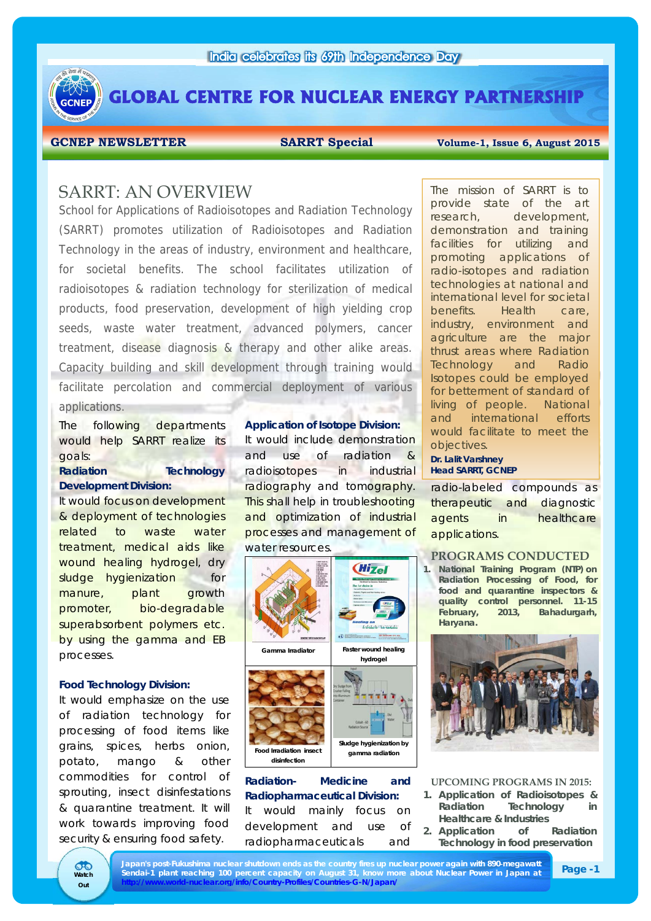India celebrates its 69th Independence Day

# GLOBAL CENTRE FOR NUCLEAR ENERGY PARTNERSHIP

**GCNEP NEWSLETTER** | **SARRT Special** | **Volume-1, Issue 6, August 2015**

## SARRT: AN OVERVIEW

School for Applications of Radioisotopes and Radiation Technology (SARRT) promotes utilization of Radioisotopes and Radiation Technology in the areas of industry, environment and healthcare, for societal benefits. The school facilitates utilization of radioisotopes & radiation technology for sterilization of medical products, food preservation, development of high yielding crop seeds, waste water treatment, advanced polymers, cancer treatment, disease diagnosis & therapy and other alike areas. Capacity building and skill development through training would facilitate percolation and commercial deployment of various applications.

The mission of SARRT is to provide state of the art research, development, demonstration and training facilities for utilizing and promoting applications of radio-isotopes and radiation technologies at national and international level for societal benefits. Health care, industry, environment and agriculture are the major thrust areas where Radiation Technology and Radio Isotopes could be employed for betterment of standard of living of people. National and international efforts would facilitate to meet the objectives.

**Dr. Lalit Varshney**
**Head SARRT, GCNEP**

The following departments would help SARRT realize its goals:

**Radiation Technology Development Division:**
It would focus on development & deployment of technologies related to waste water treatment, medical aids like wound healing hydrogel, dry sludge hygienization for manure, plant growth promoter, bio-degradable superabsorbent polymers etc. by using the gamma and EB processes.

**Food Technology Division:**
It would emphasize on the use of radiation technology for processing of food items like grains, spices, herbs onion, potato, mango & other commodities for control of sprouting, insect disinfestations & quarantine treatment. It will work towards improving food security & ensuring food safety.

**Application of Isotope Division:**
It would include demonstration and use of radiation & radioisotopes in industrial radiography and tomography. This shall help in troubleshooting and optimization of industrial processes and management of water resources.

Gamma Irradiator

Faster wound healing hydrogel

Food Irradiation insect disinfection

Sludge hygienization by gamma radiation

**Radiation- Medicine and Radiopharmaceutical Division:**
It would mainly focus on development and use of radiopharmaceuticals and radio-labeled compounds as therapeutic and diagnostic agents in healthcare applications.

### PROGRAMS CONDUCTED

1. **National Training Program (NTP) on Radiation Processing of Food, for food and quarantine inspectors & quality control personnel. 11-15 February, 2013, Bahadurgarh, Haryana.**

### UPCOMING PROGRAMS IN 2015:

1. **Application of Radioisotopes & Radiation Technology in Healthcare & Industries**
2. **Application of Radiation Technology in food preservation**

Watch Out

Japan's post-Fukushima nuclear shutdown ends as the country fires up nuclear power again with 890-megawatt Sendai-1 plant reaching 100 percent capacity on August 31, know more about Nuclear Power in Japan at http://www.world-nuclear.org/info/Country-Profiles/Countries-G-N/Japan/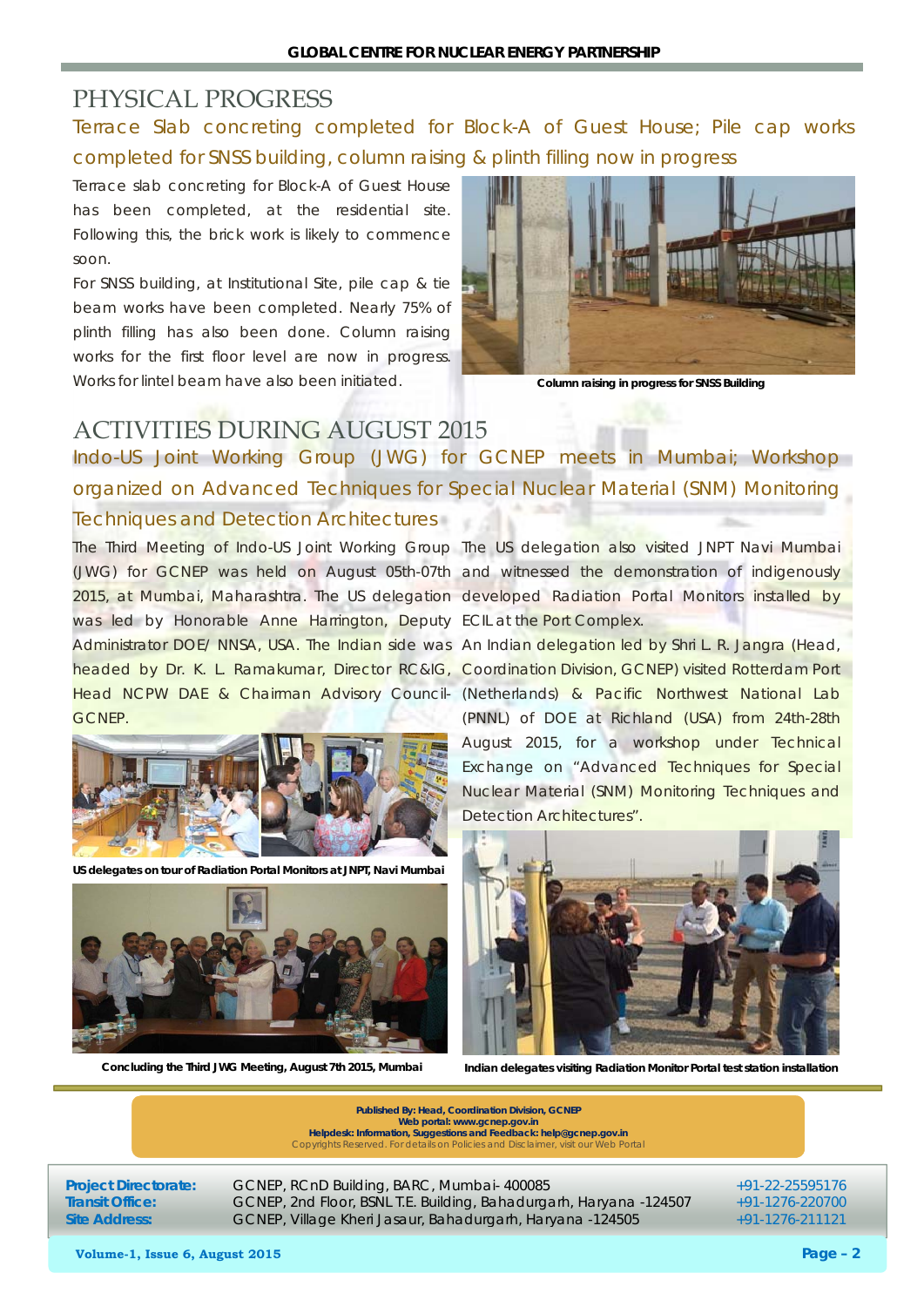# PHYSICAL PROGRESS

## Terrace Slab concreting completed for Block-A of Guest House; Pile cap works completed for SNSS building, column raising & plinth filling now in progress

Terrace slab concreting for Block-A of Guest House has been completed, at the residential site. Following this, the brick work is likely to commence soon.

For SNSS building, at Institutional Site, pile cap & tie beam works have been completed. Nearly 75% of plinth filling has also been done. Column raising works for the first floor level are now in progress. Works for lintel beam have also been initiated.

**Column raising in progress for SNSS Building**

# ACTIVITIES DURING AUGUST 2015

## Indo-US Joint Working Group (JWG) for GCNEP meets in Mumbai; Workshop organized on Advanced Techniques for Special Nuclear Material (SNM) Monitoring Techniques and Detection Architectures

The Third Meeting of Indo-US Joint Working Group (JWG) for GCNEP was held on August 05th-07th 2015, at Mumbai, Maharashtra. The US delegation was led by Honorable Anne Harrington, Deputy Administrator DOE/ NNSA, USA. The Indian side was headed by Dr. K. L. Ramakumar, Director RC&IG, Head NCPW DAE & Chairman Advisory Council-GCNEP.

**US delegates on tour of Radiation Portal Monitors at JNPT, Navi Mumbai**

**Concluding the Third JWG Meeting, August 7th 2015, Mumbai**

The US delegation also visited JNPT Navi Mumbai and witnessed the demonstration of indigenously developed Radiation Portal Monitors installed by ECIL at the Port Complex.

An Indian delegation led by Shri L. R. Jangra (Head, Coordination Division, GCNEP) visited Rotterdam Port (Netherlands) & Pacific Northwest National Lab (PNNL) of DOE at Richland (USA) from 24th-28th August 2015, for a workshop under Technical Exchange on “Advanced Techniques for Special Nuclear Material (SNM) Monitoring Techniques and Detection Architectures”.

**Indian delegates visiting Radiation Monitor Portal test station installation**

**Published By: Head, Coordination Division, GCNEP**
**Web portal: www.gcnep.gov.in**
**Helpdesk: Information, Suggestions and Feedback: help@gcnep.gov.in**
Copyrights Reserved. For details on Policies and Disclaimer, visit our Web Portal

| | | |
|---|---|---|
| **Project Directorate:** | GCNEP, RCnD Building, BARC, Mumbai- 400085 | +91-22-25595176 |
| **Transit Office:** | GCNEP, 2nd Floor, BSNL T.E. Building, Bahadurgarh, Haryana -124507 | +91-1276-220700 |
| **Site Address:** | GCNEP, Village Kheri Jasaur, Bahadurgarh, Haryana -124505 | +91-1276-211121 |